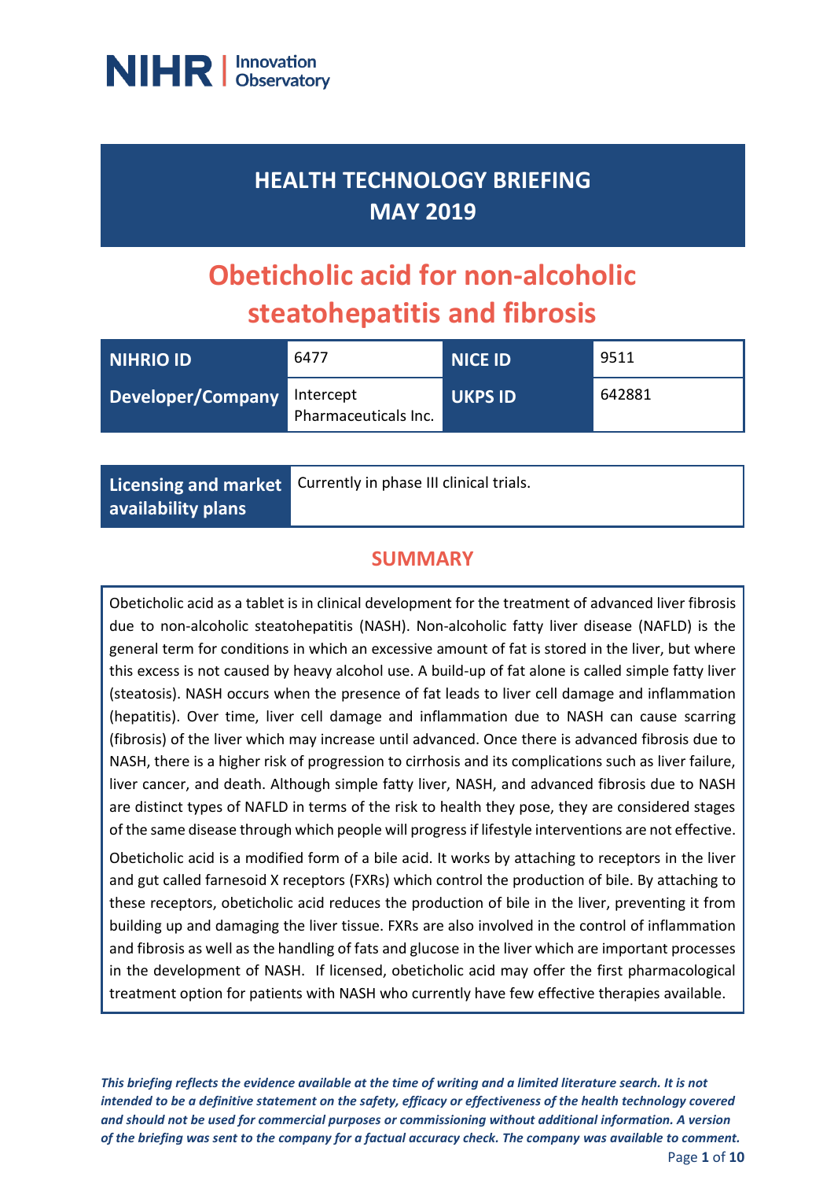NIHR | Innovation Observatory

# HEALTH TECHNOLOGY BRIEFING MAY 2019

# Obeticholic acid for non-alcoholic steatohepatitis and fibrosis

| NIHRIO ID | 6477 | NICE ID | 9511 |
|---|---|---|---|
| Developer/Company | Intercept Pharmaceuticals Inc. | UKPS ID | 642881 |

| Licensing and market availability plans | Currently in phase III clinical trials. |
|---|---|

## SUMMARY

Obeticholic acid as a tablet is in clinical development for the treatment of advanced liver fibrosis due to non-alcoholic steatohepatitis (NASH). Non-alcoholic fatty liver disease (NAFLD) is the general term for conditions in which an excessive amount of fat is stored in the liver, but where this excess is not caused by heavy alcohol use. A build-up of fat alone is called simple fatty liver (steatosis). NASH occurs when the presence of fat leads to liver cell damage and inflammation (hepatitis). Over time, liver cell damage and inflammation due to NASH can cause scarring (fibrosis) of the liver which may increase until advanced. Once there is advanced fibrosis due to NASH, there is a higher risk of progression to cirrhosis and its complications such as liver failure, liver cancer, and death. Although simple fatty liver, NASH, and advanced fibrosis due to NASH are distinct types of NAFLD in terms of the risk to health they pose, they are considered stages of the same disease through which people will progress if lifestyle interventions are not effective.

Obeticholic acid is a modified form of a bile acid. It works by attaching to receptors in the liver and gut called farnesoid X receptors (FXRs) which control the production of bile. By attaching to these receptors, obeticholic acid reduces the production of bile in the liver, preventing it from building up and damaging the liver tissue. FXRs are also involved in the control of inflammation and fibrosis as well as the handling of fats and glucose in the liver which are important processes in the development of NASH. If licensed, obeticholic acid may offer the first pharmacological treatment option for patients with NASH who currently have few effective therapies available.

*This briefing reflects the evidence available at the time of writing and a limited literature search. It is not intended to be a definitive statement on the safety, efficacy or effectiveness of the health technology covered and should not be used for commercial purposes or commissioning without additional information. A version of the briefing was sent to the company for a factual accuracy check. The company was available to comment.*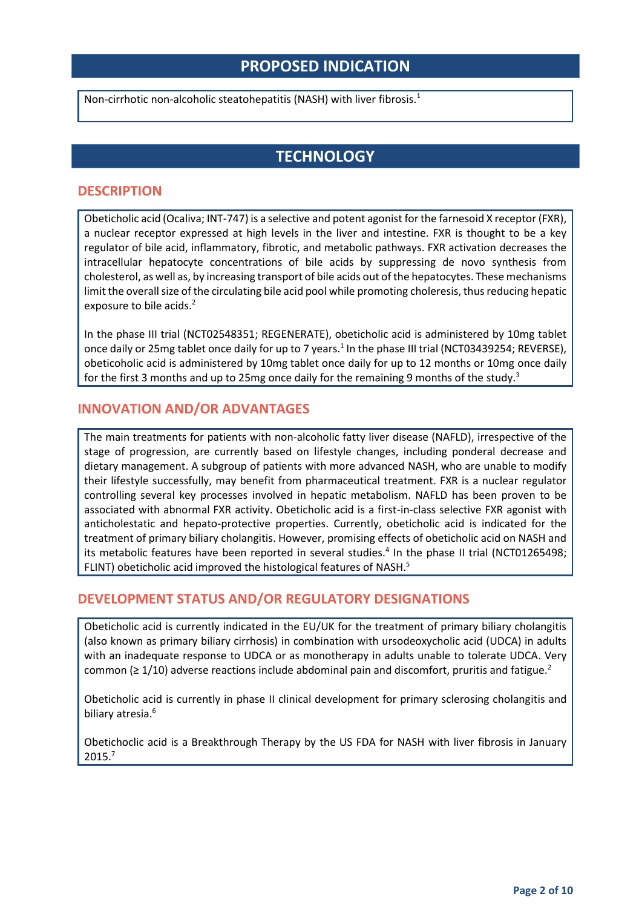## PROPOSED INDICATION

Non-cirrhotic non-alcoholic steatohepatitis (NASH) with liver fibrosis.[1]

## TECHNOLOGY

### DESCRIPTION

Obeticholic acid (Ocaliva; INT-747) is a selective and potent agonist for the farnesoid X receptor (FXR), a nuclear receptor expressed at high levels in the liver and intestine. FXR is thought to be a key regulator of bile acid, inflammatory, fibrotic, and metabolic pathways. FXR activation decreases the intracellular hepatocyte concentrations of bile acids by suppressing de novo synthesis from cholesterol, as well as, by increasing transport of bile acids out of the hepatocytes. These mechanisms limit the overall size of the circulating bile acid pool while promoting choleresis, thus reducing hepatic exposure to bile acids.[2]

In the phase III trial (NCT02548351; REGENERATE), obeticholic acid is administered by 10mg tablet once daily or 25mg tablet once daily for up to 7 years.[1] In the phase III trial (NCT03439254; REVERSE), obeticoholic acid is administered by 10mg tablet once daily for up to 12 months or 10mg once daily for the first 3 months and up to 25mg once daily for the remaining 9 months of the study.[3]

### INNOVATION AND/OR ADVANTAGES

The main treatments for patients with non-alcoholic fatty liver disease (NAFLD), irrespective of the stage of progression, are currently based on lifestyle changes, including ponderal decrease and dietary management. A subgroup of patients with more advanced NASH, who are unable to modify their lifestyle successfully, may benefit from pharmaceutical treatment. FXR is a nuclear regulator controlling several key processes involved in hepatic metabolism. NAFLD has been proven to be associated with abnormal FXR activity. Obeticholic acid is a first-in-class selective FXR agonist with anticholestatic and hepato-protective properties. Currently, obeticholic acid is indicated for the treatment of primary biliary cholangitis. However, promising effects of obeticholic acid on NASH and its metabolic features have been reported in several studies.[4] In the phase II trial (NCT01265498; FLINT) obeticholic acid improved the histological features of NASH.[5]

### DEVELOPMENT STATUS AND/OR REGULATORY DESIGNATIONS

Obeticholic acid is currently indicated in the EU/UK for the treatment of primary biliary cholangitis (also known as primary biliary cirrhosis) in combination with ursodeoxycholic acid (UDCA) in adults with an inadequate response to UDCA or as monotherapy in adults unable to tolerate UDCA. Very common (≥ 1/10) adverse reactions include abdominal pain and discomfort, pruritis and fatigue.[2]

Obeticholic acid is currently in phase II clinical development for primary sclerosing cholangitis and biliary atresia.[6]

Obetichoclic acid is a Breakthrough Therapy by the US FDA for NASH with liver fibrosis in January 2015.[7]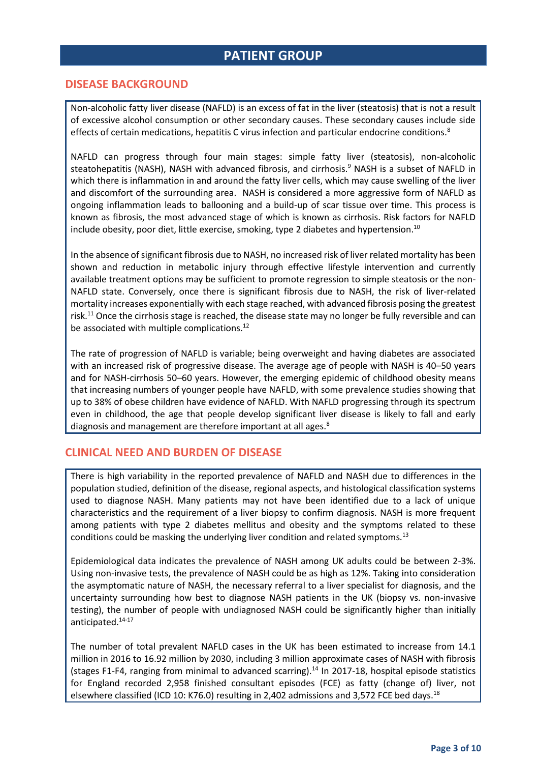# PATIENT GROUP

## DISEASE BACKGROUND

Non-alcoholic fatty liver disease (NAFLD) is an excess of fat in the liver (steatosis) that is not a result of excessive alcohol consumption or other secondary causes. These secondary causes include side effects of certain medications, hepatitis C virus infection and particular endocrine conditions.[8]

NAFLD can progress through four main stages: simple fatty liver (steatosis), non-alcoholic steatohepatitis (NASH), NASH with advanced fibrosis, and cirrhosis.[9] NASH is a subset of NAFLD in which there is inflammation in and around the fatty liver cells, which may cause swelling of the liver and discomfort of the surrounding area. NASH is considered a more aggressive form of NAFLD as ongoing inflammation leads to ballooning and a build-up of scar tissue over time. This process is known as fibrosis, the most advanced stage of which is known as cirrhosis. Risk factors for NAFLD include obesity, poor diet, little exercise, smoking, type 2 diabetes and hypertension.[10]

In the absence of significant fibrosis due to NASH, no increased risk of liver related mortality has been shown and reduction in metabolic injury through effective lifestyle intervention and currently available treatment options may be sufficient to promote regression to simple steatosis or the non-NAFLD state. Conversely, once there is significant fibrosis due to NASH, the risk of liver-related mortality increases exponentially with each stage reached, with advanced fibrosis posing the greatest risk.[11] Once the cirrhosis stage is reached, the disease state may no longer be fully reversible and can be associated with multiple complications.[12]

The rate of progression of NAFLD is variable; being overweight and having diabetes are associated with an increased risk of progressive disease. The average age of people with NASH is 40–50 years and for NASH-cirrhosis 50–60 years. However, the emerging epidemic of childhood obesity means that increasing numbers of younger people have NAFLD, with some prevalence studies showing that up to 38% of obese children have evidence of NAFLD. With NAFLD progressing through its spectrum even in childhood, the age that people develop significant liver disease is likely to fall and early diagnosis and management are therefore important at all ages.[8]

## CLINICAL NEED AND BURDEN OF DISEASE

There is high variability in the reported prevalence of NAFLD and NASH due to differences in the population studied, definition of the disease, regional aspects, and histological classification systems used to diagnose NASH. Many patients may not have been identified due to a lack of unique characteristics and the requirement of a liver biopsy to confirm diagnosis. NASH is more frequent among patients with type 2 diabetes mellitus and obesity and the symptoms related to these conditions could be masking the underlying liver condition and related symptoms.[13]

Epidemiological data indicates the prevalence of NASH among UK adults could be between 2-3%. Using non-invasive tests, the prevalence of NASH could be as high as 12%. Taking into consideration the asymptomatic nature of NASH, the necessary referral to a liver specialist for diagnosis, and the uncertainty surrounding how best to diagnose NASH patients in the UK (biopsy vs. non-invasive testing), the number of people with undiagnosed NASH could be significantly higher than initially anticipated.[14-17]

The number of total prevalent NAFLD cases in the UK has been estimated to increase from 14.1 million in 2016 to 16.92 million by 2030, including 3 million approximate cases of NASH with fibrosis (stages F1-F4, ranging from minimal to advanced scarring).[14] In 2017-18, hospital episode statistics for England recorded 2,958 finished consultant episodes (FCE) as fatty (change of) liver, not elsewhere classified (ICD 10: K76.0) resulting in 2,402 admissions and 3,572 FCE bed days.[18]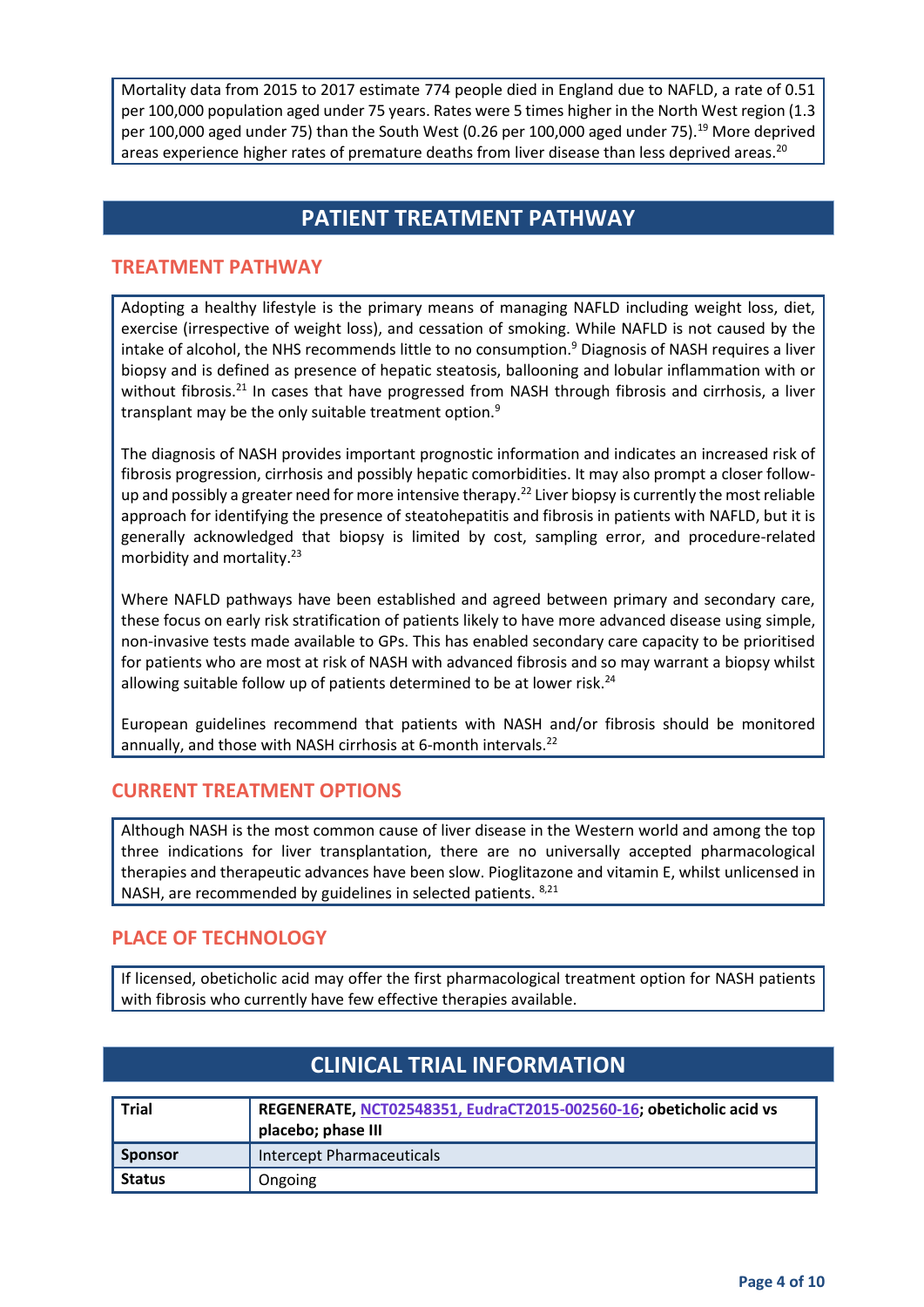Mortality data from 2015 to 2017 estimate 774 people died in England due to NAFLD, a rate of 0.51 per 100,000 population aged under 75 years. Rates were 5 times higher in the North West region (1.3 per 100,000 aged under 75) than the South West (0.26 per 100,000 aged under 75).[19] More deprived areas experience higher rates of premature deaths from liver disease than less deprived areas.[20]

# PATIENT TREATMENT PATHWAY

## TREATMENT PATHWAY

Adopting a healthy lifestyle is the primary means of managing NAFLD including weight loss, diet, exercise (irrespective of weight loss), and cessation of smoking. While NAFLD is not caused by the intake of alcohol, the NHS recommends little to no consumption.[9] Diagnosis of NASH requires a liver biopsy and is defined as presence of hepatic steatosis, ballooning and lobular inflammation with or without fibrosis.[21] In cases that have progressed from NASH through fibrosis and cirrhosis, a liver transplant may be the only suitable treatment option.[9]

The diagnosis of NASH provides important prognostic information and indicates an increased risk of fibrosis progression, cirrhosis and possibly hepatic comorbidities. It may also prompt a closer follow-up and possibly a greater need for more intensive therapy.[22] Liver biopsy is currently the most reliable approach for identifying the presence of steatohepatitis and fibrosis in patients with NAFLD, but it is generally acknowledged that biopsy is limited by cost, sampling error, and procedure-related morbidity and mortality.[23]

Where NAFLD pathways have been established and agreed between primary and secondary care, these focus on early risk stratification of patients likely to have more advanced disease using simple, non-invasive tests made available to GPs. This has enabled secondary care capacity to be prioritised for patients who are most at risk of NASH with advanced fibrosis and so may warrant a biopsy whilst allowing suitable follow up of patients determined to be at lower risk.[24]

European guidelines recommend that patients with NASH and/or fibrosis should be monitored annually, and those with NASH cirrhosis at 6-month intervals.[22]

## CURRENT TREATMENT OPTIONS

Although NASH is the most common cause of liver disease in the Western world and among the top three indications for liver transplantation, there are no universally accepted pharmacological therapies and therapeutic advances have been slow. Pioglitazone and vitamin E, whilst unlicensed in NASH, are recommended by guidelines in selected patients.[8,21]

## PLACE OF TECHNOLOGY

If licensed, obeticholic acid may offer the first pharmacological treatment option for NASH patients with fibrosis who currently have few effective therapies available.

# CLINICAL TRIAL INFORMATION

| Trial | **REGENERATE, NCT02548351, EudraCT2015-002560-16; obeticholic acid vs placebo; phase III** |
|---|---|
| Sponsor | Intercept Pharmaceuticals |
| Status | Ongoing |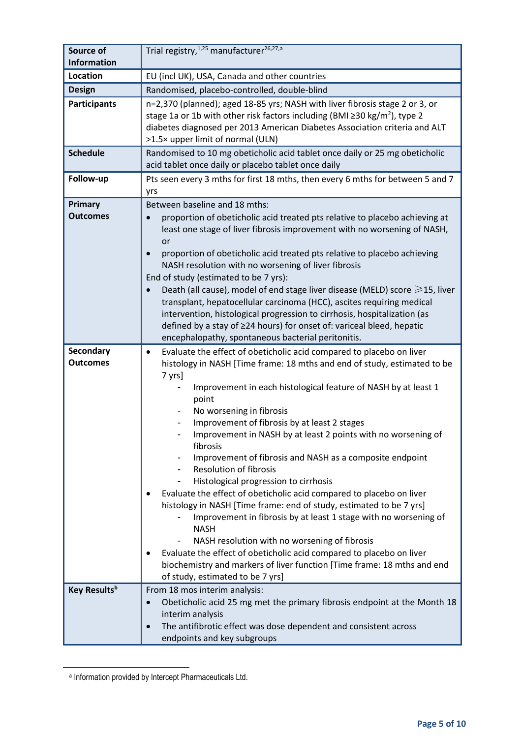| Source of Information | Trial registry,[1,25] manufacturer[26,27,a] |
|---|---|
| Location | EU (incl UK), USA, Canada and other countries |
| Design | Randomised, placebo-controlled, double-blind |
| Participants | n=2,370 (planned); aged 18-85 yrs; NASH with liver fibrosis stage 2 or 3, or stage 1a or 1b with other risk factors including (BMI ≥30 kg/m$^2$), type 2 diabetes diagnosed per 2013 American Diabetes Association criteria and ALT >1.5× upper limit of normal (ULN) |
| Schedule | Randomised to 10 mg obeticholic acid tablet once daily or 25 mg obeticholic acid tablet once daily or placebo tablet once daily |
| Follow-up | Pts seen every 3 mths for first 18 mths, then every 6 mths for between 5 and 7 yrs |
| Primary Outcomes | Between baseline and 18 mths:<br>• proportion of obeticholic acid treated pts relative to placebo achieving at least one stage of liver fibrosis improvement with no worsening of NASH, or<br>• proportion of obeticholic acid treated pts relative to placebo achieving NASH resolution with no worsening of liver fibrosis<br>End of study (estimated to be 7 yrs):<br>• Death (all cause), model of end stage liver disease (MELD) score ⩾15, liver transplant, hepatocellular carcinoma (HCC), ascites requiring medical intervention, histological progression to cirrhosis, hospitalization (as defined by a stay of ≥24 hours) for onset of: variceal bleed, hepatic encephalopathy, spontaneous bacterial peritonitis. |
| Secondary Outcomes | • Evaluate the effect of obeticholic acid compared to placebo on liver histology in NASH [Time frame: 18 mths and end of study, estimated to be 7 yrs]<br>- Improvement in each histological feature of NASH by at least 1 point<br>- No worsening in fibrosis<br>- Improvement of fibrosis by at least 2 stages<br>- Improvement in NASH by at least 2 points with no worsening of fibrosis<br>- Improvement of fibrosis and NASH as a composite endpoint<br>- Resolution of fibrosis<br>- Histological progression to cirrhosis<br>• Evaluate the effect of obeticholic acid compared to placebo on liver histology in NASH [Time frame: end of study, estimated to be 7 yrs]<br>- Improvement in fibrosis by at least 1 stage with no worsening of NASH<br>- NASH resolution with no worsening of fibrosis<br>• Evaluate the effect of obeticholic acid compared to placebo on liver biochemistry and markers of liver function [Time frame: 18 mths and end of study, estimated to be 7 yrs] |
| Key Results[b] | From 18 mos interim analysis:<br>• Obeticholic acid 25 mg met the primary fibrosis endpoint at the Month 18 interim analysis<br>• The antifibrotic effect was dose dependent and consistent across endpoints and key subgroups |

[a] Information provided by Intercept Pharmaceuticals Ltd.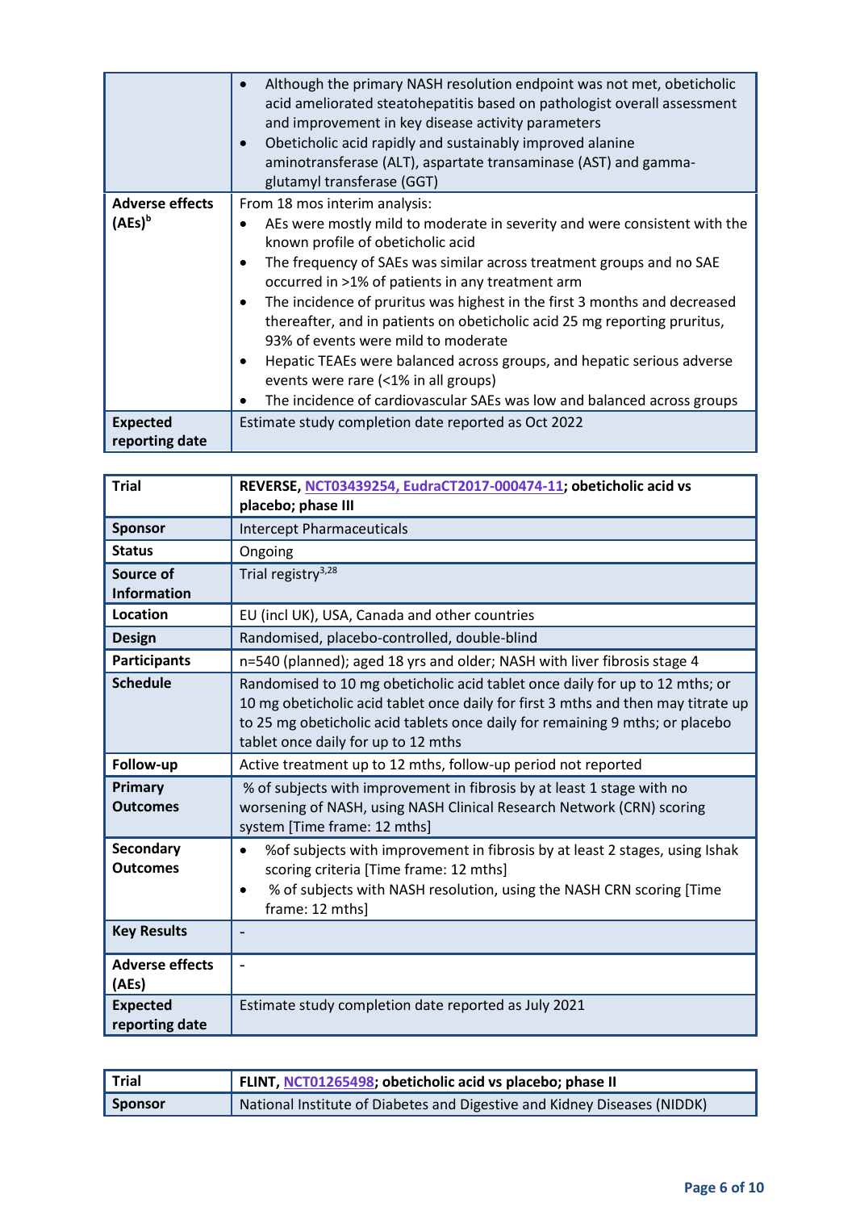| | |
|---|---|
| | • Although the primary NASH resolution endpoint was not met, obeticholic acid ameliorated steatohepatitis based on pathologist overall assessment and improvement in key disease activity parameters<br>• Obeticholic acid rapidly and sustainably improved alanine aminotransferase (ALT), aspartate transaminase (AST) and gamma-glutamyl transferase (GGT) |
| **Adverse effects (AEs)[b]** | From 18 mos interim analysis:<br>• AEs were mostly mild to moderate in severity and were consistent with the known profile of obeticholic acid<br>• The frequency of SAEs was similar across treatment groups and no SAE occurred in >1% of patients in any treatment arm<br>• The incidence of pruritus was highest in the first 3 months and decreased thereafter, and in patients on obeticholic acid 25 mg reporting pruritus, 93% of events were mild to moderate<br>• Hepatic TEAEs were balanced across groups, and hepatic serious adverse events were rare (<1% in all groups)<br>• The incidence of cardiovascular SAEs was low and balanced across groups |
| **Expected reporting date** | Estimate study completion date reported as Oct 2022 |

| **Trial** | **REVERSE, NCT03439254, EudraCT2017-000474-11; obeticholic acid vs placebo; phase III** |
|---|---|
| **Sponsor** | Intercept Pharmaceuticals |
| **Status** | Ongoing |
| **Source of Information** | Trial registry[3,28] |
| **Location** | EU (incl UK), USA, Canada and other countries |
| **Design** | Randomised, placebo-controlled, double-blind |
| **Participants** | n=540 (planned); aged 18 yrs and older; NASH with liver fibrosis stage 4 |
| **Schedule** | Randomised to 10 mg obeticholic acid tablet once daily for up to 12 mths; or 10 mg obeticholic acid tablet once daily for first 3 mths and then may titrate up to 25 mg obeticholic acid tablets once daily for remaining 9 mths; or placebo tablet once daily for up to 12 mths |
| **Follow-up** | Active treatment up to 12 mths, follow-up period not reported |
| **Primary Outcomes** | % of subjects with improvement in fibrosis by at least 1 stage with no worsening of NASH, using NASH Clinical Research Network (CRN) scoring system [Time frame: 12 mths] |
| **Secondary Outcomes** | • %of subjects with improvement in fibrosis by at least 2 stages, using Ishak scoring criteria [Time frame: 12 mths]<br>• % of subjects with NASH resolution, using the NASH CRN scoring [Time frame: 12 mths] |
| **Key Results** | - |
| **Adverse effects (AEs)** | - |
| **Expected reporting date** | Estimate study completion date reported as July 2021 |

| **Trial** | **FLINT, NCT01265498; obeticholic acid vs placebo; phase II** |
|---|---|
| **Sponsor** | National Institute of Diabetes and Digestive and Kidney Diseases (NIDDK) |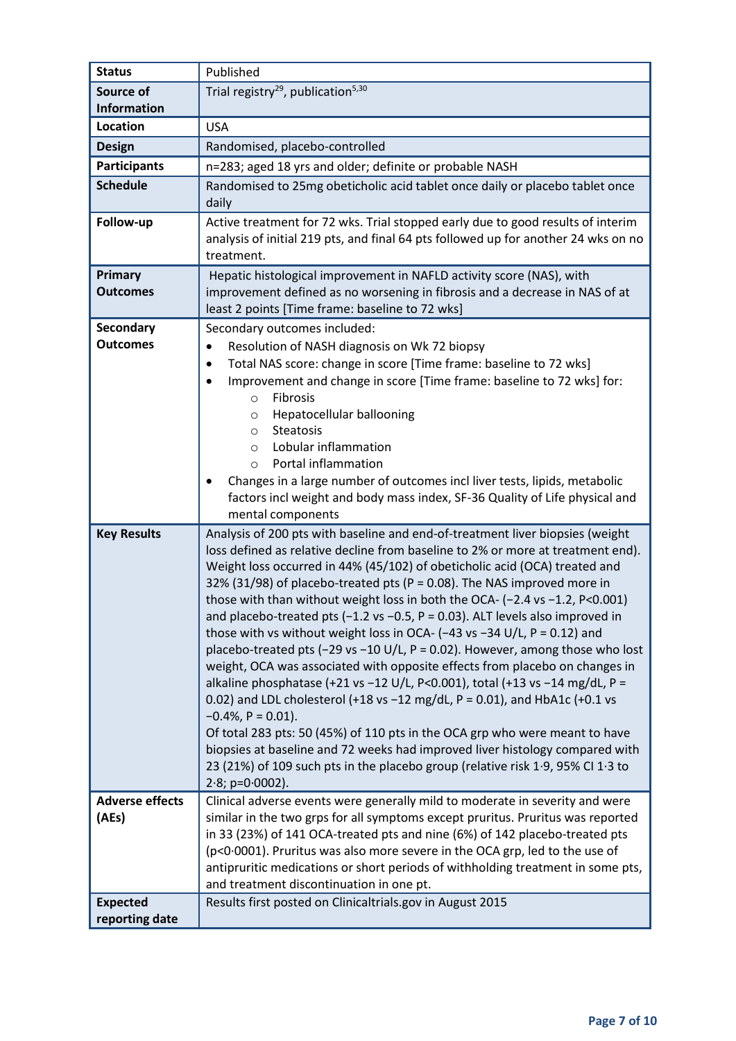| **Status** | Published |
|---|---|
| **Source of Information** | Trial registry[29], publication[5,30] |
| **Location** | USA |
| **Design** | Randomised, placebo-controlled |
| **Participants** | n=283; aged 18 yrs and older; definite or probable NASH |
| **Schedule** | Randomised to 25mg obeticholic acid tablet once daily or placebo tablet once daily |
| **Follow-up** | Active treatment for 72 wks. Trial stopped early due to good results of interim analysis of initial 219 pts, and final 64 pts followed up for another 24 wks on no treatment. |
| **Primary Outcomes** | Hepatic histological improvement in NAFLD activity score (NAS), with improvement defined as no worsening in fibrosis and a decrease in NAS of at least 2 points [Time frame: baseline to 72 wks] |
| **Secondary Outcomes** | Secondary outcomes included:<br>• Resolution of NASH diagnosis on Wk 72 biopsy<br>• Total NAS score: change in score [Time frame: baseline to 72 wks]<br>• Improvement and change in score [Time frame: baseline to 72 wks] for:<br>&nbsp;&nbsp;&nbsp;&nbsp;○ Fibrosis<br>&nbsp;&nbsp;&nbsp;&nbsp;○ Hepatocellular ballooning<br>&nbsp;&nbsp;&nbsp;&nbsp;○ Steatosis<br>&nbsp;&nbsp;&nbsp;&nbsp;○ Lobular inflammation<br>&nbsp;&nbsp;&nbsp;&nbsp;○ Portal inflammation<br>• Changes in a large number of outcomes incl liver tests, lipids, metabolic factors incl weight and body mass index, SF-36 Quality of Life physical and mental components |
| **Key Results** | Analysis of 200 pts with baseline and end-of-treatment liver biopsies (weight loss defined as relative decline from baseline to 2% or more at treatment end). Weight loss occurred in 44% (45/102) of obeticholic acid (OCA) treated and 32% (31/98) of placebo-treated pts (P = 0.08). The NAS improved more in those with than without weight loss in both the OCA- (−2.4 vs −1.2, P<0.001) and placebo-treated pts (−1.2 vs −0.5, P = 0.03). ALT levels also improved in those with vs without weight loss in OCA- (−43 vs −34 U/L, P = 0.12) and placebo-treated pts (−29 vs −10 U/L, P = 0.02). However, among those who lost weight, OCA was associated with opposite effects from placebo on changes in alkaline phosphatase (+21 vs −12 U/L, P<0.001), total (+13 vs −14 mg/dL, P = 0.02) and LDL cholesterol (+18 vs −12 mg/dL, P = 0.01), and HbA1c (+0.1 vs −0.4%, P = 0.01).<br>Of total 283 pts: 50 (45%) of 110 pts in the OCA grp who were meant to have biopsies at baseline and 72 weeks had improved liver histology compared with 23 (21%) of 109 such pts in the placebo group (relative risk 1·9, 95% CI 1·3 to 2·8; p=0·0002). |
| **Adverse effects (AEs)** | Clinical adverse events were generally mild to moderate in severity and were similar in the two grps for all symptoms except pruritus. Pruritus was reported in 33 (23%) of 141 OCA-treated pts and nine (6%) of 142 placebo-treated pts (p<0·0001). Pruritus was also more severe in the OCA grp, led to the use of antipruritic medications or short periods of withholding treatment in some pts, and treatment discontinuation in one pt. |
| **Expected reporting date** | Results first posted on Clinicaltrials.gov in August 2015 |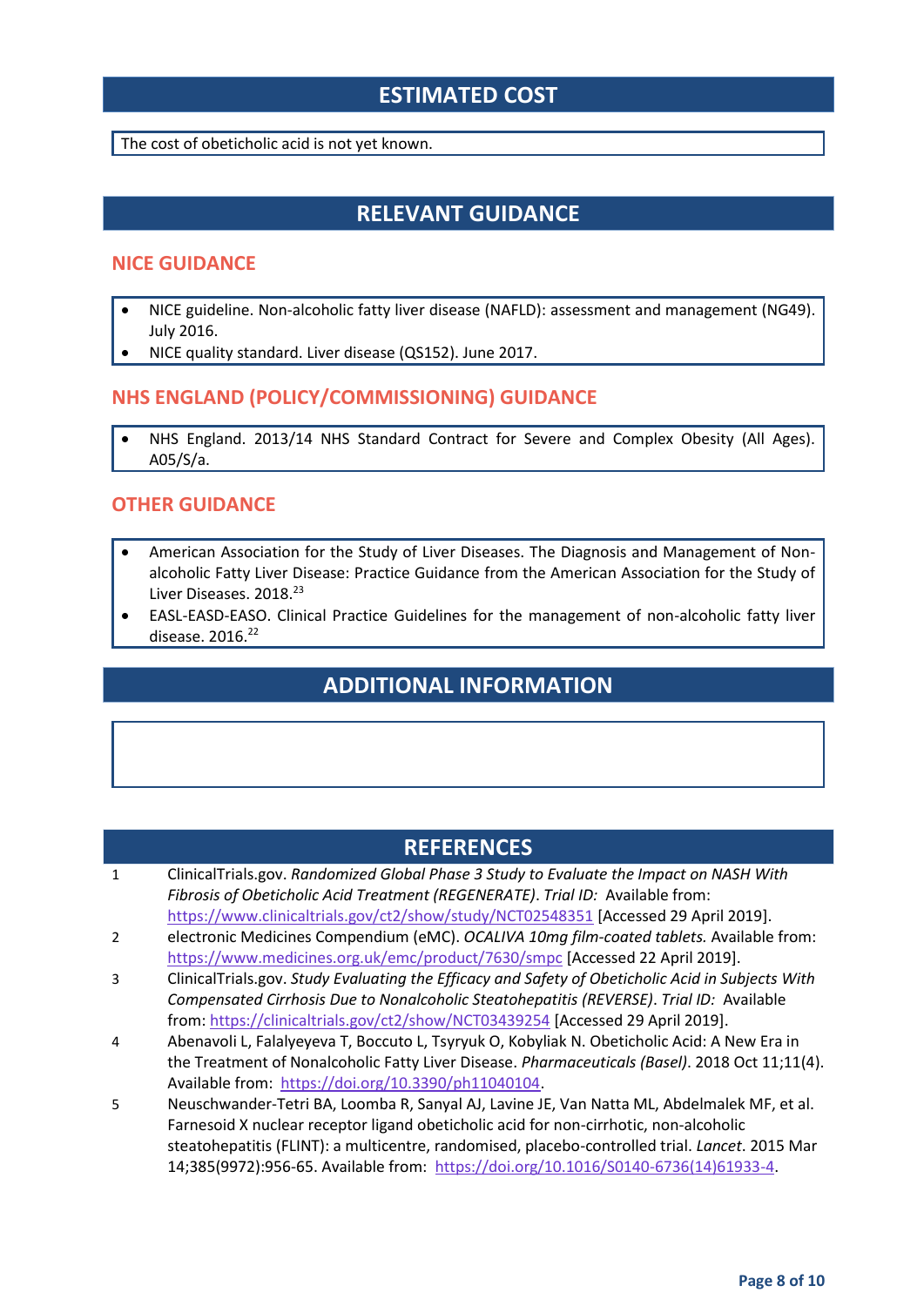## ESTIMATED COST

The cost of obeticholic acid is not yet known.

## RELEVANT GUIDANCE

### NICE GUIDANCE

- NICE guideline. Non-alcoholic fatty liver disease (NAFLD): assessment and management (NG49). July 2016.
- NICE quality standard. Liver disease (QS152). June 2017.

### NHS ENGLAND (POLICY/COMMISSIONING) GUIDANCE

- NHS England. 2013/14 NHS Standard Contract for Severe and Complex Obesity (All Ages). A05/S/a.

### OTHER GUIDANCE

- American Association for the Study of Liver Diseases. The Diagnosis and Management of Non-alcoholic Fatty Liver Disease: Practice Guidance from the American Association for the Study of Liver Diseases. 2018.[23]
- EASL-EASD-EASO. Clinical Practice Guidelines for the management of non-alcoholic fatty liver disease. 2016.[22]

## ADDITIONAL INFORMATION

## REFERENCES

1. ClinicalTrials.gov. *Randomized Global Phase 3 Study to Evaluate the Impact on NASH With Fibrosis of Obeticholic Acid Treatment (REGENERATE). Trial ID:* Available from: https://www.clinicaltrials.gov/ct2/show/study/NCT02548351 [Accessed 29 April 2019].
2. electronic Medicines Compendium (eMC). *OCALIVA 10mg film-coated tablets.* Available from: https://www.medicines.org.uk/emc/product/7630/smpc [Accessed 22 April 2019].
3. ClinicalTrials.gov. *Study Evaluating the Efficacy and Safety of Obeticholic Acid in Subjects With Compensated Cirrhosis Due to Nonalcoholic Steatohepatitis (REVERSE). Trial ID:* Available from: https://clinicaltrials.gov/ct2/show/NCT03439254 [Accessed 29 April 2019].
4. Abenavoli L, Falalyeyeva T, Boccuto L, Tsyryuk O, Kobyliak N. Obeticholic Acid: A New Era in the Treatment of Nonalcoholic Fatty Liver Disease. *Pharmaceuticals (Basel)*. 2018 Oct 11;11(4). Available from: https://doi.org/10.3390/ph11040104.
5. Neuschwander-Tetri BA, Loomba R, Sanyal AJ, Lavine JE, Van Natta ML, Abdelmalek MF, et al. Farnesoid X nuclear receptor ligand obeticholic acid for non-cirrhotic, non-alcoholic steatohepatitis (FLINT): a multicentre, randomised, placebo-controlled trial. *Lancet*. 2015 Mar 14;385(9972):956-65. Available from: https://doi.org/10.1016/S0140-6736(14)61933-4.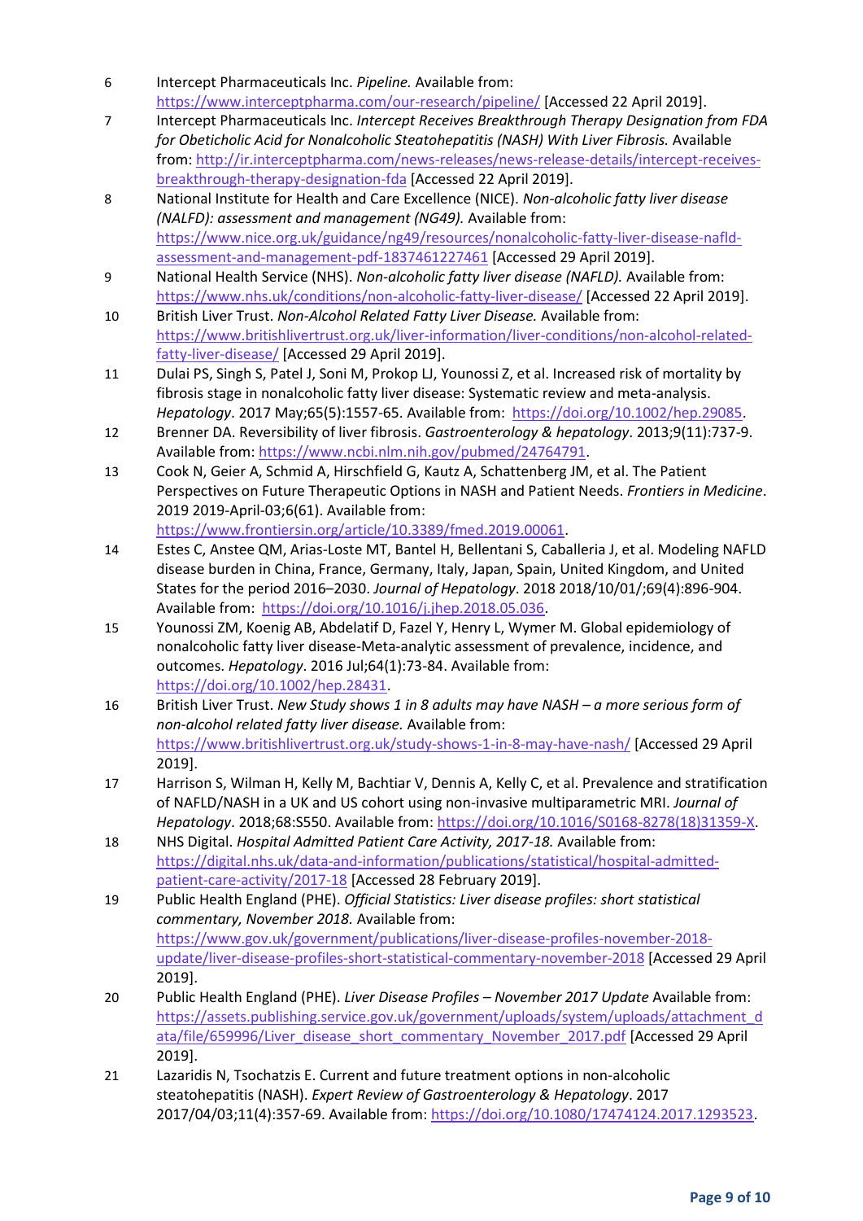6 Intercept Pharmaceuticals Inc. *Pipeline.* Available from: https://www.interceptpharma.com/our-research/pipeline/ [Accessed 22 April 2019].

7 Intercept Pharmaceuticals Inc. *Intercept Receives Breakthrough Therapy Designation from FDA for Obeticholic Acid for Nonalcoholic Steatohepatitis (NASH) With Liver Fibrosis.* Available from: http://ir.interceptpharma.com/news-releases/news-release-details/intercept-receives-breakthrough-therapy-designation-fda [Accessed 22 April 2019].

8 National Institute for Health and Care Excellence (NICE). *Non-alcoholic fatty liver disease (NALFD): assessment and management (NG49).* Available from: https://www.nice.org.uk/guidance/ng49/resources/nonalcoholic-fatty-liver-disease-nafld-assessment-and-management-pdf-1837461227461 [Accessed 29 April 2019].

9 National Health Service (NHS). *Non-alcoholic fatty liver disease (NAFLD).* Available from: https://www.nhs.uk/conditions/non-alcoholic-fatty-liver-disease/ [Accessed 22 April 2019].

10 British Liver Trust. *Non-Alcohol Related Fatty Liver Disease.* Available from: https://www.britishlivertrust.org.uk/liver-information/liver-conditions/non-alcohol-related-fatty-liver-disease/ [Accessed 29 April 2019].

11 Dulai PS, Singh S, Patel J, Soni M, Prokop LJ, Younossi Z, et al. Increased risk of mortality by fibrosis stage in nonalcoholic fatty liver disease: Systematic review and meta-analysis. *Hepatology*. 2017 May;65(5):1557-65. Available from: https://doi.org/10.1002/hep.29085.

12 Brenner DA. Reversibility of liver fibrosis. *Gastroenterology & hepatology*. 2013;9(11):737-9. Available from: https://www.ncbi.nlm.nih.gov/pubmed/24764791.

13 Cook N, Geier A, Schmid A, Hirschfield G, Kautz A, Schattenberg JM, et al. The Patient Perspectives on Future Therapeutic Options in NASH and Patient Needs. *Frontiers in Medicine*. 2019 2019-April-03;6(61). Available from: https://www.frontiersin.org/article/10.3389/fmed.2019.00061.

14 Estes C, Anstee QM, Arias-Loste MT, Bantel H, Bellentani S, Caballeria J, et al. Modeling NAFLD disease burden in China, France, Germany, Italy, Japan, Spain, United Kingdom, and United States for the period 2016–2030. *Journal of Hepatology*. 2018 2018/10/01/;69(4):896-904. Available from: https://doi.org/10.1016/j.jhep.2018.05.036.

15 Younossi ZM, Koenig AB, Abdelatif D, Fazel Y, Henry L, Wymer M. Global epidemiology of nonalcoholic fatty liver disease-Meta-analytic assessment of prevalence, incidence, and outcomes. *Hepatology*. 2016 Jul;64(1):73-84. Available from: https://doi.org/10.1002/hep.28431.

16 British Liver Trust. *New Study shows 1 in 8 adults may have NASH – a more serious form of non-alcohol related fatty liver disease.* Available from: https://www.britishlivertrust.org.uk/study-shows-1-in-8-may-have-nash/ [Accessed 29 April 2019].

17 Harrison S, Wilman H, Kelly M, Bachtiar V, Dennis A, Kelly C, et al. Prevalence and stratification of NAFLD/NASH in a UK and US cohort using non-invasive multiparametric MRI. *Journal of Hepatology*. 2018;68:S550. Available from: https://doi.org/10.1016/S0168-8278(18)31359-X.

18 NHS Digital. *Hospital Admitted Patient Care Activity, 2017-18.* Available from: https://digital.nhs.uk/data-and-information/publications/statistical/hospital-admitted-patient-care-activity/2017-18 [Accessed 28 February 2019].

19 Public Health England (PHE). *Official Statistics: Liver disease profiles: short statistical commentary, November 2018.* Available from: https://www.gov.uk/government/publications/liver-disease-profiles-november-2018-update/liver-disease-profiles-short-statistical-commentary-november-2018 [Accessed 29 April 2019].

20 Public Health England (PHE). *Liver Disease Profiles – November 2017 Update* Available from: https://assets.publishing.service.gov.uk/government/uploads/system/uploads/attachment_data/file/659996/Liver_disease_short_commentary_November_2017.pdf [Accessed 29 April 2019].

21 Lazaridis N, Tsochatzis E. Current and future treatment options in non-alcoholic steatohepatitis (NASH). *Expert Review of Gastroenterology & Hepatology*. 2017 2017/04/03;11(4):357-69. Available from: https://doi.org/10.1080/17474124.2017.1293523.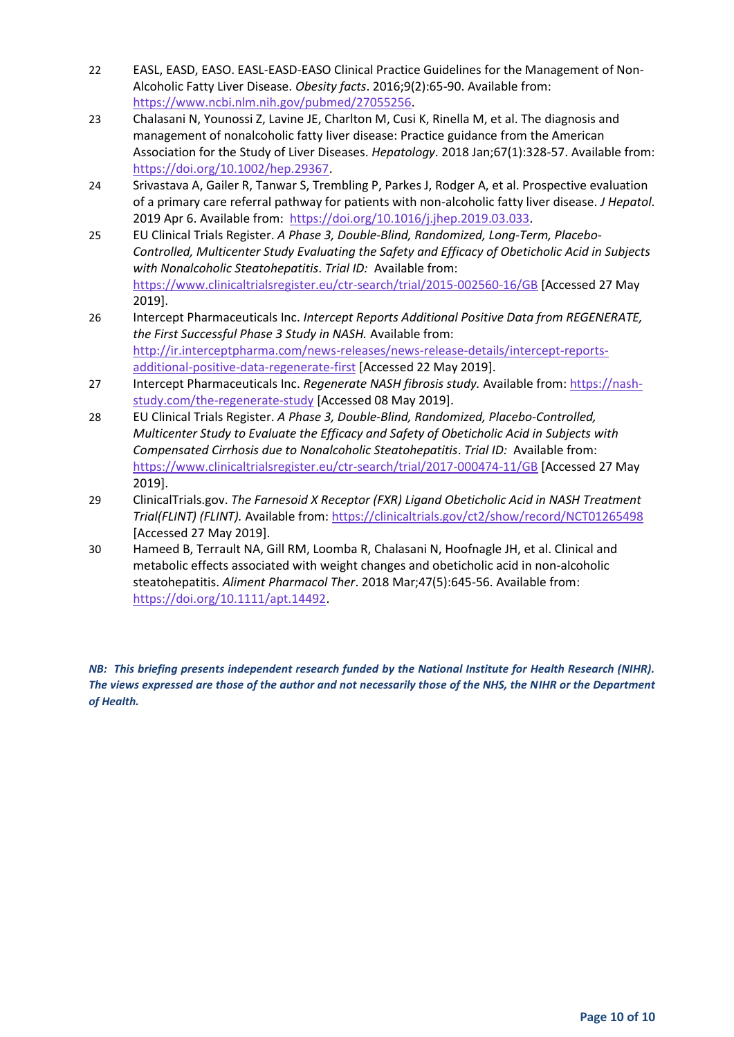22 EASL, EASD, EASO. EASL-EASD-EASO Clinical Practice Guidelines for the Management of Non-Alcoholic Fatty Liver Disease. *Obesity facts*. 2016;9(2):65-90. Available from: https://www.ncbi.nlm.nih.gov/pubmed/27055256.

23 Chalasani N, Younossi Z, Lavine JE, Charlton M, Cusi K, Rinella M, et al. The diagnosis and management of nonalcoholic fatty liver disease: Practice guidance from the American Association for the Study of Liver Diseases. *Hepatology*. 2018 Jan;67(1):328-57. Available from: https://doi.org/10.1002/hep.29367.

24 Srivastava A, Gailer R, Tanwar S, Trembling P, Parkes J, Rodger A, et al. Prospective evaluation of a primary care referral pathway for patients with non-alcoholic fatty liver disease. *J Hepatol*. 2019 Apr 6. Available from: https://doi.org/10.1016/j.jhep.2019.03.033.

25 EU Clinical Trials Register. *A Phase 3, Double-Blind, Randomized, Long-Term, Placebo-Controlled, Multicenter Study Evaluating the Safety and Efficacy of Obeticholic Acid in Subjects with Nonalcoholic Steatohepatitis*. *Trial ID:* Available from: https://www.clinicaltrialsregister.eu/ctr-search/trial/2015-002560-16/GB [Accessed 27 May 2019].

26 Intercept Pharmaceuticals Inc. *Intercept Reports Additional Positive Data from REGENERATE, the First Successful Phase 3 Study in NASH.* Available from: http://ir.interceptpharma.com/news-releases/news-release-details/intercept-reports-additional-positive-data-regenerate-first [Accessed 22 May 2019].

27 Intercept Pharmaceuticals Inc. *Regenerate NASH fibrosis study.* Available from: https://nash-study.com/the-regenerate-study [Accessed 08 May 2019].

28 EU Clinical Trials Register. *A Phase 3, Double-Blind, Randomized, Placebo-Controlled, Multicenter Study to Evaluate the Efficacy and Safety of Obeticholic Acid in Subjects with Compensated Cirrhosis due to Nonalcoholic Steatohepatitis*. *Trial ID:* Available from: https://www.clinicaltrialsregister.eu/ctr-search/trial/2017-000474-11/GB [Accessed 27 May 2019].

29 ClinicalTrials.gov. *The Farnesoid X Receptor (FXR) Ligand Obeticholic Acid in NASH Treatment Trial(FLINT) (FLINT).* Available from: https://clinicaltrials.gov/ct2/show/record/NCT01265498 [Accessed 27 May 2019].

30 Hameed B, Terrault NA, Gill RM, Loomba R, Chalasani N, Hoofnagle JH, et al. Clinical and metabolic effects associated with weight changes and obeticholic acid in non-alcoholic steatohepatitis. *Aliment Pharmacol Ther*. 2018 Mar;47(5):645-56. Available from: https://doi.org/10.1111/apt.14492.

***NB: This briefing presents independent research funded by the National Institute for Health Research (NIHR). The views expressed are those of the author and not necessarily those of the NHS, the NIHR or the Department of Health.***